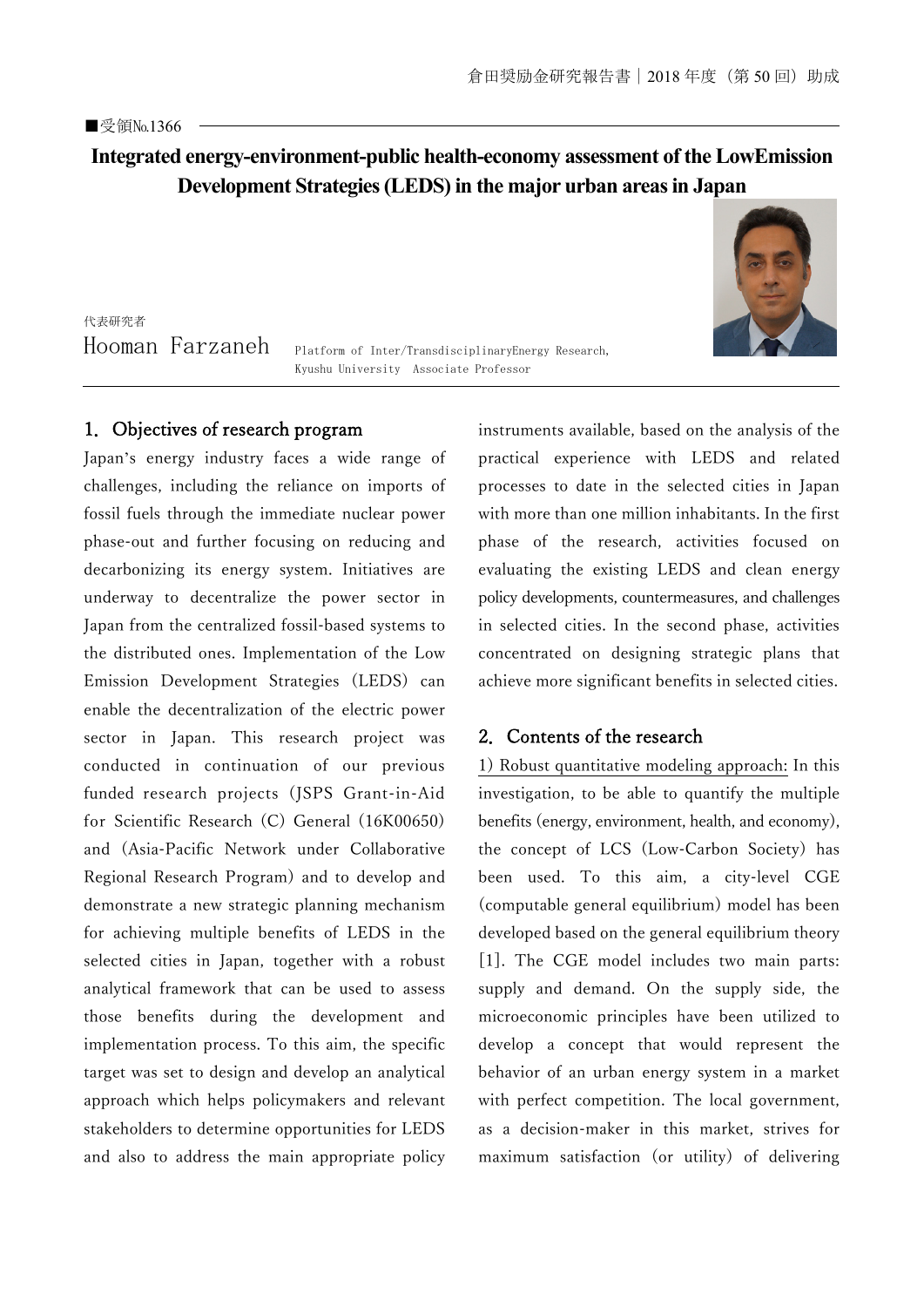■受領No.1366

# Integrated energy-environment-public health-economy assessment of the LowEmission Development Strategies (LEDS) in the major urban areas in Japan

代表研究者

Hooman Farzaneh　Platform of Inter/TransdisciplinaryEnergy Research, Kyushu University　Associate Professor

## 1. Objectives of research program

Japan's energy industry faces a wide range of challenges, including the reliance on imports of fossil fuels through the immediate nuclear power phase-out and further focusing on reducing and decarbonizing its energy system. Initiatives are underway to decentralize the power sector in Japan from the centralized fossil-based systems to the distributed ones. Implementation of the Low Emission Development Strategies (LEDS) can enable the decentralization of the electric power sector in Japan. This research project was conducted in continuation of our previous funded research projects (JSPS Grant-in-Aid for Scientific Research (C) General (16K00650) and (Asia-Pacific Network under Collaborative Regional Research Program) and to develop and demonstrate a new strategic planning mechanism for achieving multiple benefits of LEDS in the selected cities in Japan, together with a robust analytical framework that can be used to assess those benefits during the development and implementation process. To this aim, the specific target was set to design and develop an analytical approach which helps policymakers and relevant stakeholders to determine opportunities for LEDS and also to address the main appropriate policy instruments available, based on the analysis of the practical experience with LEDS and related processes to date in the selected cities in Japan with more than one million inhabitants. In the first phase of the research, activities focused on evaluating the existing LEDS and clean energy policy developments, countermeasures, and challenges in selected cities. In the second phase, activities concentrated on designing strategic plans that achieve more significant benefits in selected cities.

## 2. Contents of the research

1) Robust quantitative modeling approach: In this investigation, to be able to quantify the multiple benefits (energy, environment, health, and economy), the concept of LCS (Low-Carbon Society) has been used. To this aim, a city-level CGE (computable general equilibrium) model has been developed based on the general equilibrium theory [1]. The CGE model includes two main parts: supply and demand. On the supply side, the microeconomic principles have been utilized to develop a concept that would represent the behavior of an urban energy system in a market with perfect competition. The local government, as a decision-maker in this market, strives for maximum satisfaction (or utility) of delivering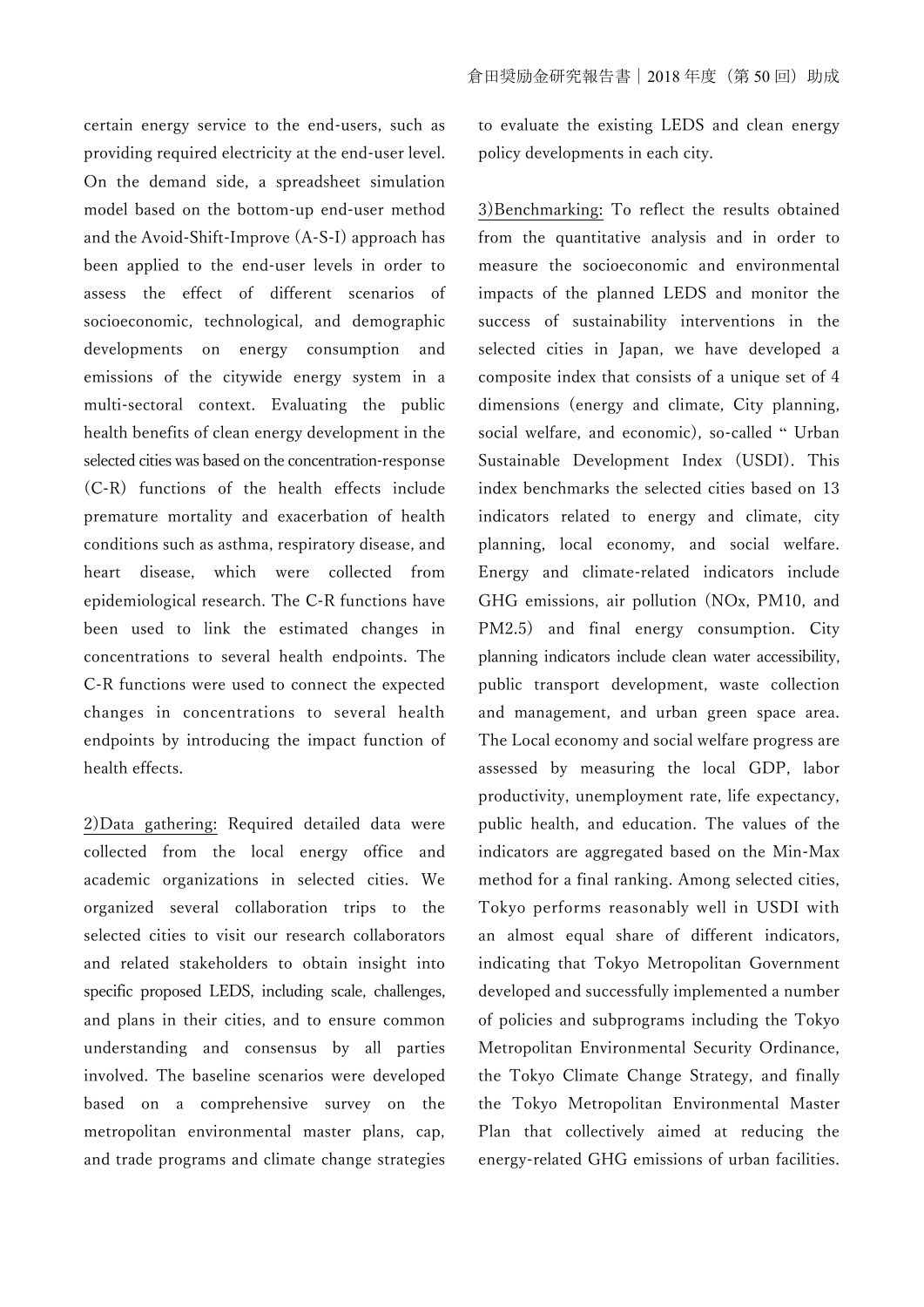certain energy service to the end-users, such as providing required electricity at the end-user level. On the demand side, a spreadsheet simulation model based on the bottom-up end-user method and the Avoid-Shift-Improve (A-S-I) approach has been applied to the end-user levels in order to assess the effect of different scenarios of socioeconomic, technological, and demographic developments on energy consumption and emissions of the citywide energy system in a multi-sectoral context. Evaluating the public health benefits of clean energy development in the selected cities was based on the concentration-response (C-R) functions of the health effects include premature mortality and exacerbation of health conditions such as asthma, respiratory disease, and heart disease, which were collected from epidemiological research. The C-R functions have been used to link the estimated changes in concentrations to several health endpoints. The C-R functions were used to connect the expected changes in concentrations to several health endpoints by introducing the impact function of health effects.

2)Data gathering: Required detailed data were collected from the local energy office and academic organizations in selected cities. We organized several collaboration trips to the selected cities to visit our research collaborators and related stakeholders to obtain insight into specific proposed LEDS, including scale, challenges, and plans in their cities, and to ensure common understanding and consensus by all parties involved. The baseline scenarios were developed based on a comprehensive survey on the metropolitan environmental master plans, cap, and trade programs and climate change strategies to evaluate the existing LEDS and clean energy policy developments in each city.

3)Benchmarking: To reflect the results obtained from the quantitative analysis and in order to measure the socioeconomic and environmental impacts of the planned LEDS and monitor the success of sustainability interventions in the selected cities in Japan, we have developed a composite index that consists of a unique set of 4 dimensions (energy and climate, City planning, social welfare, and economic), so-called " Urban Sustainable Development Index (USDI). This index benchmarks the selected cities based on 13 indicators related to energy and climate, city planning, local economy, and social welfare. Energy and climate-related indicators include GHG emissions, air pollution (NOx, PM10, and PM2.5) and final energy consumption. City planning indicators include clean water accessibility, public transport development, waste collection and management, and urban green space area. The Local economy and social welfare progress are assessed by measuring the local GDP, labor productivity, unemployment rate, life expectancy, public health, and education. The values of the indicators are aggregated based on the Min-Max method for a final ranking. Among selected cities, Tokyo performs reasonably well in USDI with an almost equal share of different indicators, indicating that Tokyo Metropolitan Government developed and successfully implemented a number of policies and subprograms including the Tokyo Metropolitan Environmental Security Ordinance, the Tokyo Climate Change Strategy, and finally the Tokyo Metropolitan Environmental Master Plan that collectively aimed at reducing the energy-related GHG emissions of urban facilities.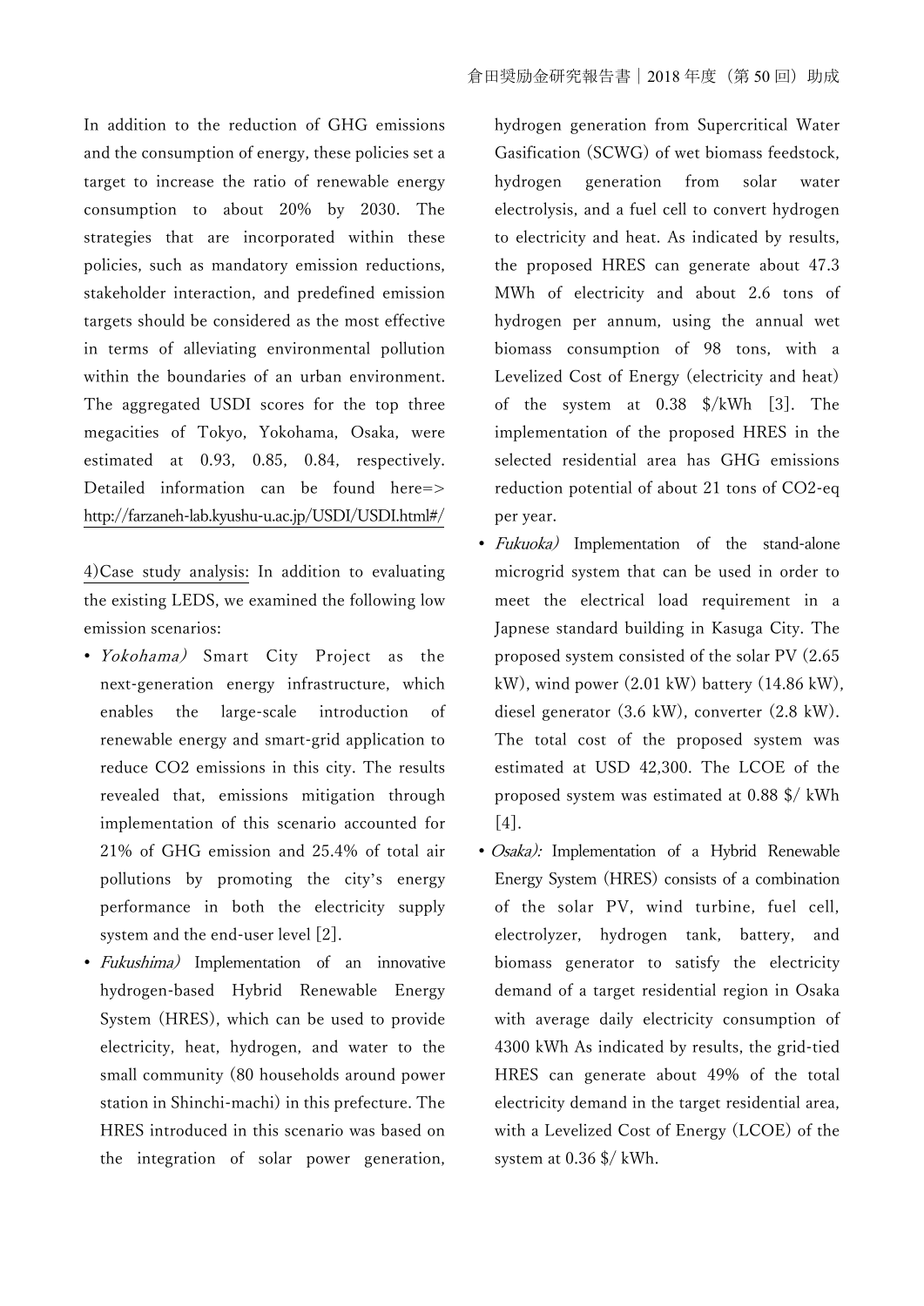In addition to the reduction of GHG emissions and the consumption of energy, these policies set a target to increase the ratio of renewable energy consumption to about 20% by 2030. The strategies that are incorporated within these policies, such as mandatory emission reductions, stakeholder interaction, and predefined emission targets should be considered as the most effective in terms of alleviating environmental pollution within the boundaries of an urban environment. The aggregated USDI scores for the top three megacities of Tokyo, Yokohama, Osaka, were estimated at 0.93, 0.85, 0.84, respectively. Detailed information can be found here=> http://farzaneh-lab.kyushu-u.ac.jp/USDI/USDI.html#/

4)Case study analysis: In addition to evaluating the existing LEDS, we examined the following low emission scenarios:

- *Yokohama)* Smart City Project as the next-generation energy infrastructure, which enables the large-scale introduction of renewable energy and smart-grid application to reduce $CO_2$ emissions in this city. The results revealed that, emissions mitigation through implementation of this scenario accounted for 21% of GHG emission and 25.4% of total air pollutions by promoting the city's energy performance in both the electricity supply system and the end-user level [2].
- *Fukushima)* Implementation of an innovative hydrogen-based Hybrid Renewable Energy System (HRES), which can be used to provide electricity, heat, hydrogen, and water to the small community (80 households around power station in Shinchi-machi) in this prefecture. The HRES introduced in this scenario was based on the integration of solar power generation, hydrogen generation from Supercritical Water Gasification (SCWG) of wet biomass feedstock, hydrogen generation from solar water electrolysis, and a fuel cell to convert hydrogen to electricity and heat. As indicated by results, the proposed HRES can generate about 47.3 MWh of electricity and about 2.6 tons of hydrogen per annum, using the annual wet biomass consumption of 98 tons, with a Levelized Cost of Energy (electricity and heat) of the system at 0.38 $/kWh [3]. The implementation of the proposed HRES in the selected residential area has GHG emissions reduction potential of about 21 tons of $CO_2$-eq per year.
- *Fukuoka)* Implementation of the stand-alone microgrid system that can be used in order to meet the electrical load requirement in a Japnese standard building in Kasuga City. The proposed system consisted of the solar PV (2.65 kW), wind power (2.01 kW) battery (14.86 kW), diesel generator (3.6 kW), converter (2.8 kW). The total cost of the proposed system was estimated at USD 42,300. The LCOE of the proposed system was estimated at 0.88 $/ kWh [4].
- *Osaka):* Implementation of a Hybrid Renewable Energy System (HRES) consists of a combination of the solar PV, wind turbine, fuel cell, electrolyzer, hydrogen tank, battery, and biomass generator to satisfy the electricity demand of a target residential region in Osaka with average daily electricity consumption of 4300 kWh As indicated by results, the grid-tied HRES can generate about 49% of the total electricity demand in the target residential area, with a Levelized Cost of Energy (LCOE) of the system at 0.36 $/ kWh.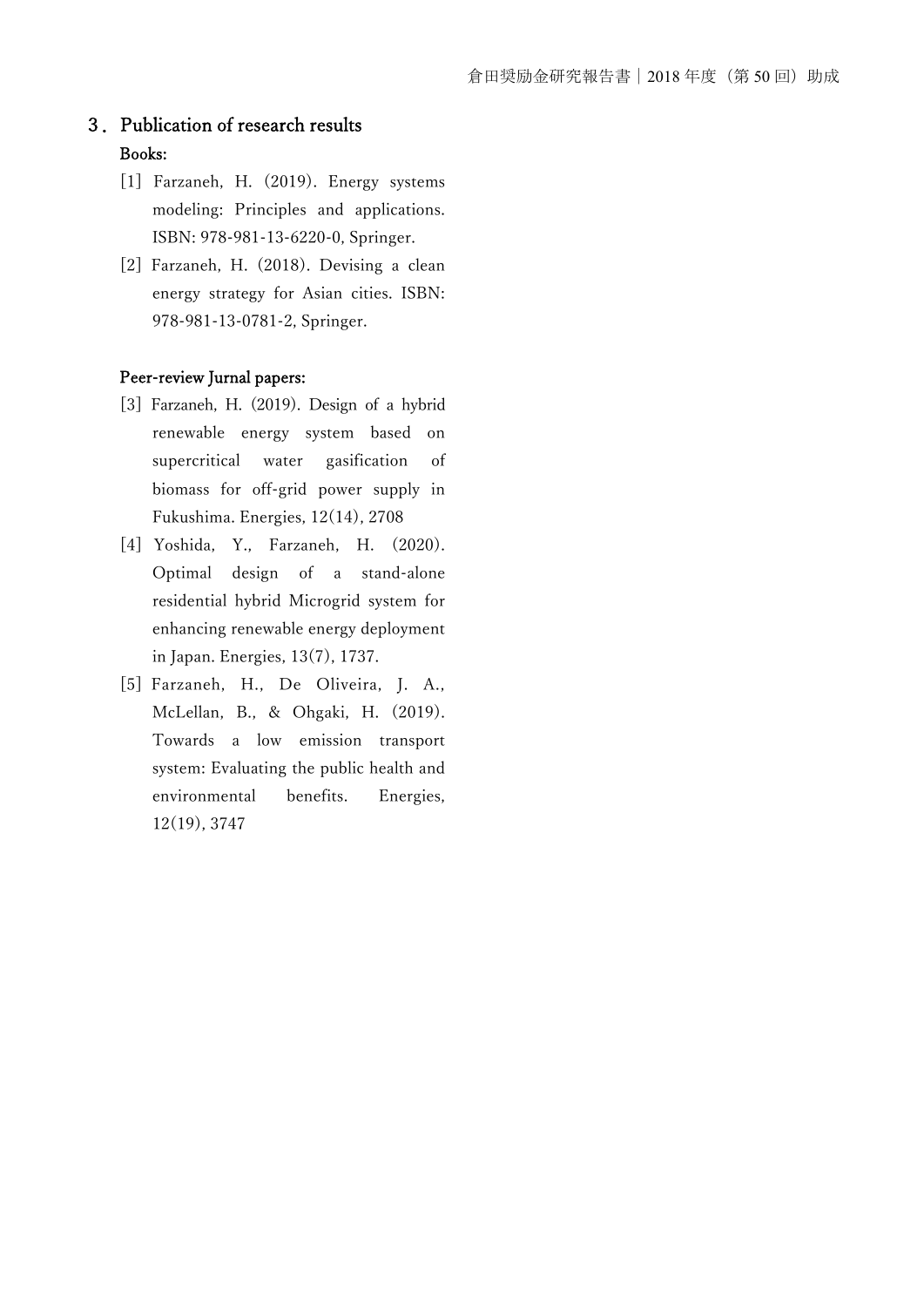## 3. Publication of research results

**Books:**

[1] Farzaneh, H. (2019). Energy systems modeling: Principles and applications. ISBN: 978-981-13-6220-0, Springer.

[2] Farzaneh, H. (2018). Devising a clean energy strategy for Asian cities. ISBN: 978-981-13-0781-2, Springer.

**Peer-review Jurnal papers:**

[3] Farzaneh, H. (2019). Design of a hybrid renewable energy system based on supercritical water gasification of biomass for off-grid power supply in Fukushima. Energies, 12(14), 2708

[4] Yoshida, Y., Farzaneh, H. (2020). Optimal design of a stand-alone residential hybrid Microgrid system for enhancing renewable energy deployment in Japan. Energies, 13(7), 1737.

[5] Farzaneh, H., De Oliveira, J. A., McLellan, B., & Ohgaki, H. (2019). Towards a low emission transport system: Evaluating the public health and environmental benefits. Energies, 12(19), 3747